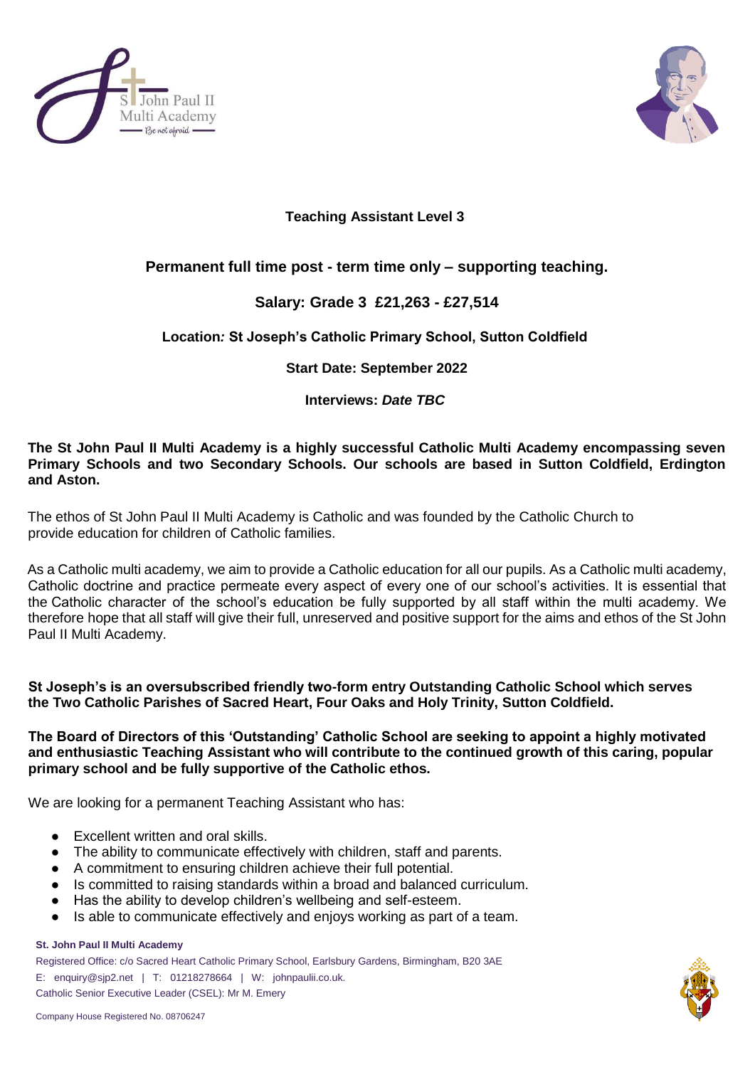# Teaching Assistant Level 3

## Permanent full time post - term time only – supporting teaching.

## Salary: Grade 3 £21,263 - £27,514

**Location***:* **St Joseph's Catholic Primary School, Sutton Coldfield**

**Start Date: September 2022**

**Interviews:** ***Date TBC***

**The St John Paul II Multi Academy is a highly successful Catholic Multi Academy encompassing seven Primary Schools and two Secondary Schools. Our schools are based in Sutton Coldfield, Erdington and Aston.**

The ethos of St John Paul II Multi Academy is Catholic and was founded by the Catholic Church to provide education for children of Catholic families.

As a Catholic multi academy, we aim to provide a Catholic education for all our pupils. As a Catholic multi academy, Catholic doctrine and practice permeate every aspect of every one of our school's activities. It is essential that the Catholic character of the school's education be fully supported by all staff within the multi academy. We therefore hope that all staff will give their full, unreserved and positive support for the aims and ethos of the St John Paul II Multi Academy.

**St Joseph's is an oversubscribed friendly two-form entry Outstanding Catholic School which serves the Two Catholic Parishes of Sacred Heart, Four Oaks and Holy Trinity, Sutton Coldfield.**

**The Board of Directors of this 'Outstanding' Catholic School are seeking to appoint a highly motivated and enthusiastic Teaching Assistant who will contribute to the continued growth of this caring, popular primary school and be fully supportive of the Catholic ethos.**

We are looking for a permanent Teaching Assistant who has:

- Excellent written and oral skills.
- The ability to communicate effectively with children, staff and parents.
- A commitment to ensuring children achieve their full potential.
- Is committed to raising standards within a broad and balanced curriculum.
- Has the ability to develop children's wellbeing and self-esteem.
- Is able to communicate effectively and enjoys working as part of a team.

**St. John Paul II Multi Academy**
Registered Office: c/o Sacred Heart Catholic Primary School, Earlsbury Gardens, Birmingham, B20 3AE
E: enquiry@sjp2.net | T: 01218278664 | W: johnpaulii.co.uk.
Catholic Senior Executive Leader (CSEL): Mr M. Emery

Company House Registered No. 08706247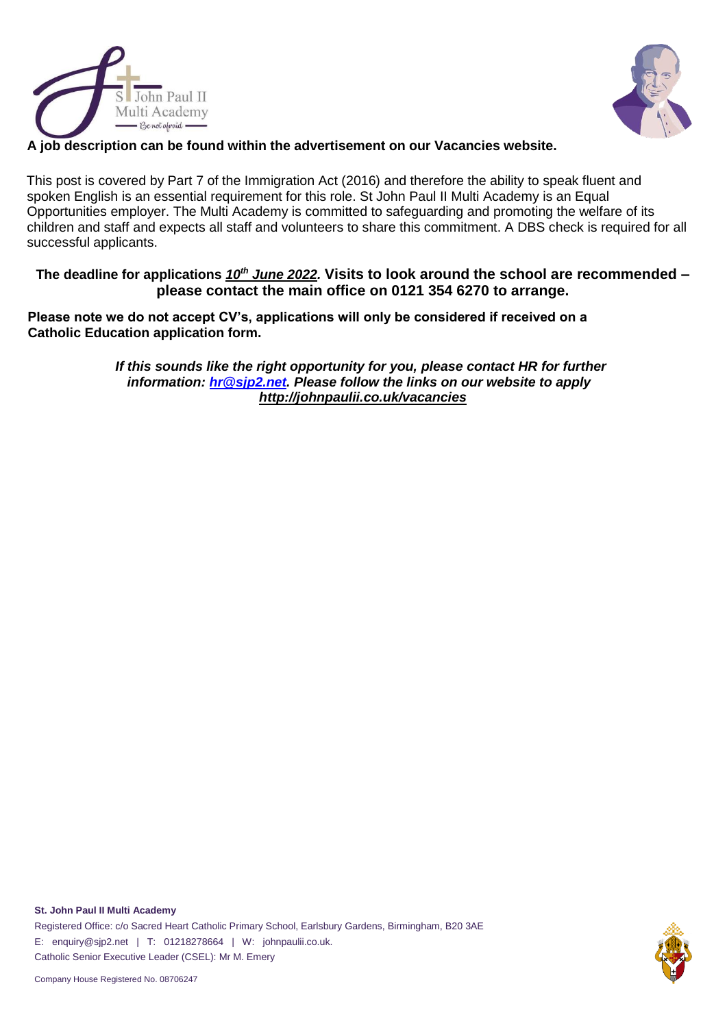**A job description can be found within the advertisement on our Vacancies website.**

This post is covered by Part 7 of the Immigration Act (2016) and therefore the ability to speak fluent and spoken English is an essential requirement for this role. St John Paul II Multi Academy is an Equal Opportunities employer. The Multi Academy is committed to safeguarding and promoting the welfare of its children and staff and expects all staff and volunteers to share this commitment. A DBS check is required for all successful applicants.

**The deadline for applications *10th June 2022*. Visits to look around the school are recommended – please contact the main office on 0121 354 6270 to arrange.**

**Please note we do not accept CV's, applications will only be considered if received on a Catholic Education application form.**

***If this sounds like the right opportunity for you, please contact HR for further information: hr@sjp2.net. Please follow the links on our website to apply http://johnpaulii.co.uk/vacancies***

**St. John Paul II Multi Academy**
Registered Office: c/o Sacred Heart Catholic Primary School, Earlsbury Gardens, Birmingham, B20 3AE
E: enquiry@sjp2.net | T: 01218278664 | W: johnpaulii.co.uk.
Catholic Senior Executive Leader (CSEL): Mr M. Emery

Company House Registered No. 08706247